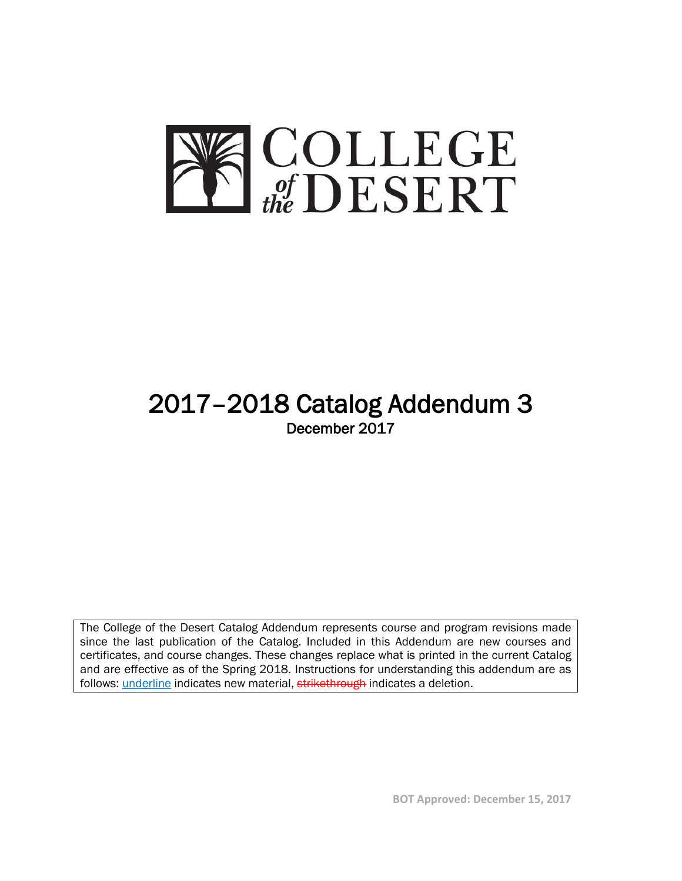# COLLEGE of the DESERT

# 2017–2018 Catalog Addendum 3

December 2017

The College of the Desert Catalog Addendum represents course and program revisions made since the last publication of the Catalog. Included in this Addendum are new courses and certificates, and course changes. These changes replace what is printed in the current Catalog and are effective as of the Spring 2018. Instructions for understanding this addendum are as follows: underline indicates new material, ~~strikethrough~~ indicates a deletion.

**BOT Approved: December 15, 2017**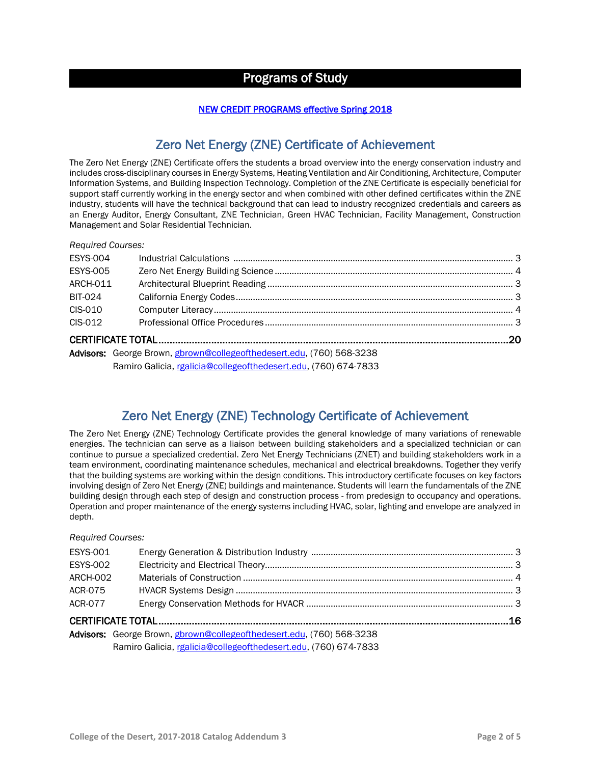# Programs of Study

**NEW CREDIT PROGRAMS effective Spring 2018**

## Zero Net Energy (ZNE) Certificate of Achievement

The Zero Net Energy (ZNE) Certificate offers the students a broad overview into the energy conservation industry and includes cross-disciplinary courses in Energy Systems, Heating Ventilation and Air Conditioning, Architecture, Computer Information Systems, and Building Inspection Technology. Completion of the ZNE Certificate is especially beneficial for support staff currently working in the energy sector and when combined with other defined certificates within the ZNE industry, students will have the technical background that can lead to industry recognized credentials and careers as an Energy Auditor, Energy Consultant, ZNE Technician, Green HVAC Technician, Facility Management, Construction Management and Solar Residential Technician.

*Required Courses:*

| Course | Title | Units |
|---|---|---|
| ESYS-004 | Industrial Calculations | 3 |
| ESYS-005 | Zero Net Energy Building Science | 4 |
| ARCH-011 | Architectural Blueprint Reading | 3 |
| BIT-024 | California Energy Codes | 3 |
| CIS-010 | Computer Literacy | 4 |
| CIS-012 | Professional Office Procedures | 3 |
| **CERTIFICATE TOTAL** | | **20** |

**Advisors:** George Brown, gbrown@collegeofthedesert.edu, (760) 568-3238
Ramiro Galicia, rgalicia@collegeofthedesert.edu, (760) 674-7833

## Zero Net Energy (ZNE) Technology Certificate of Achievement

The Zero Net Energy (ZNE) Technology Certificate provides the general knowledge of many variations of renewable energies. The technician can serve as a liaison between building stakeholders and a specialized technician or can continue to pursue a specialized credential. Zero Net Energy Technicians (ZNET) and building stakeholders work in a team environment, coordinating maintenance schedules, mechanical and electrical breakdowns. Together they verify that the building systems are working within the design conditions. This introductory certificate focuses on key factors involving design of Zero Net Energy (ZNE) buildings and maintenance. Students will learn the fundamentals of the ZNE building design through each step of design and construction process - from predesign to occupancy and operations. Operation and proper maintenance of the energy systems including HVAC, solar, lighting and envelope are analyzed in depth.

*Required Courses:*

| Course | Title | Units |
|---|---|---|
| ESYS-001 | Energy Generation & Distribution Industry | 3 |
| ESYS-002 | Electricity and Electrical Theory | 3 |
| ARCH-002 | Materials of Construction | 4 |
| ACR-075 | HVACR Systems Design | 3 |
| ACR-077 | Energy Conservation Methods for HVACR | 3 |
| **CERTIFICATE TOTAL** | | **16** |

**Advisors:** George Brown, gbrown@collegeofthedesert.edu, (760) 568-3238
Ramiro Galicia, rgalicia@collegeofthedesert.edu, (760) 674-7833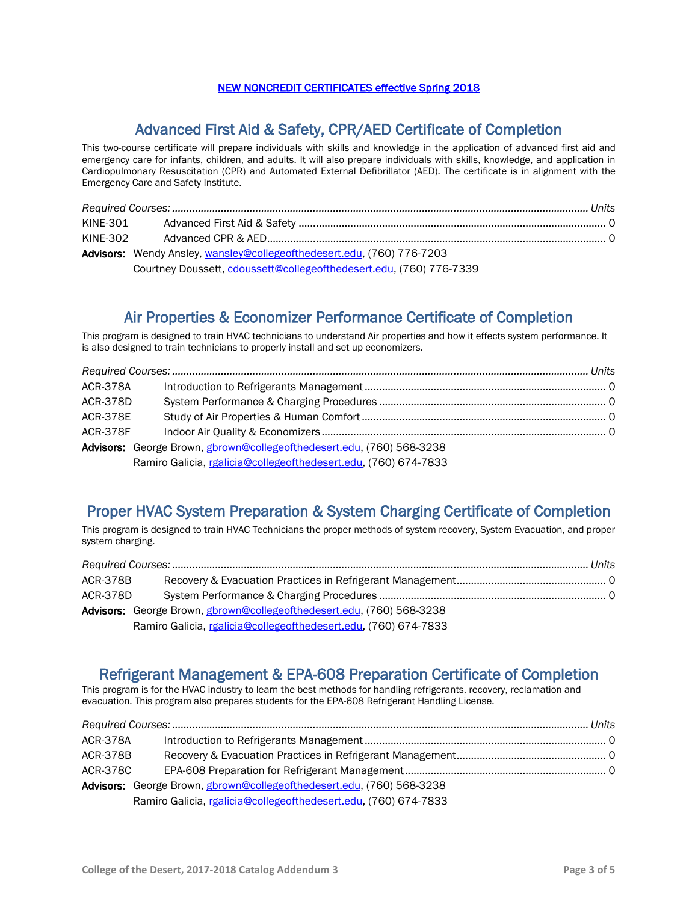NEW NONCREDIT CERTIFICATES effective Spring 2018

## Advanced First Aid & Safety, CPR/AED Certificate of Completion

This two-course certificate will prepare individuals with skills and knowledge in the application of advanced first aid and emergency care for infants, children, and adults. It will also prepare individuals with skills, knowledge, and application in Cardiopulmonary Resuscitation (CPR) and Automated External Defibrillator (AED). The certificate is in alignment with the Emergency Care and Safety Institute.

| *Required Courses:* | | *Units* |
|---|---|---|
| KINE-301 | Advanced First Aid & Safety | 0 |
| KINE-302 | Advanced CPR & AED | 0 |

**Advisors:** Wendy Ansley, wansley@collegeofthedesert.edu, (760) 776-7203
Courtney Doussett, cdoussett@collegeofthedesert.edu, (760) 776-7339

## Air Properties & Economizer Performance Certificate of Completion

This program is designed to train HVAC technicians to understand Air properties and how it effects system performance. It is also designed to train technicians to properly install and set up economizers.

| *Required Courses:* | | *Units* |
|---|---|---|
| ACR-378A | Introduction to Refrigerants Management | 0 |
| ACR-378D | System Performance & Charging Procedures | 0 |
| ACR-378E | Study of Air Properties & Human Comfort | 0 |
| ACR-378F | Indoor Air Quality & Economizers | 0 |

**Advisors:** George Brown, gbrown@collegeofthedesert.edu, (760) 568-3238
Ramiro Galicia, rgalicia@collegeofthedesert.edu, (760) 674-7833

## Proper HVAC System Preparation & System Charging Certificate of Completion

This program is designed to train HVAC Technicians the proper methods of system recovery, System Evacuation, and proper system charging.

| *Required Courses:* | | *Units* |
|---|---|---|
| ACR-378B | Recovery & Evacuation Practices in Refrigerant Management | 0 |
| ACR-378D | System Performance & Charging Procedures | 0 |

**Advisors:** George Brown, gbrown@collegeofthedesert.edu, (760) 568-3238
Ramiro Galicia, rgalicia@collegeofthedesert.edu, (760) 674-7833

## Refrigerant Management & EPA-608 Preparation Certificate of Completion

This program is for the HVAC industry to learn the best methods for handling refrigerants, recovery, reclamation and evacuation. This program also prepares students for the EPA-608 Refrigerant Handling License.

| *Required Courses:* | | *Units* |
|---|---|---|
| ACR-378A | Introduction to Refrigerants Management | 0 |
| ACR-378B | Recovery & Evacuation Practices in Refrigerant Management | 0 |
| ACR-378C | EPA-608 Preparation for Refrigerant Management | 0 |

**Advisors:** George Brown, gbrown@collegeofthedesert.edu, (760) 568-3238
Ramiro Galicia, rgalicia@collegeofthedesert.edu, (760) 674-7833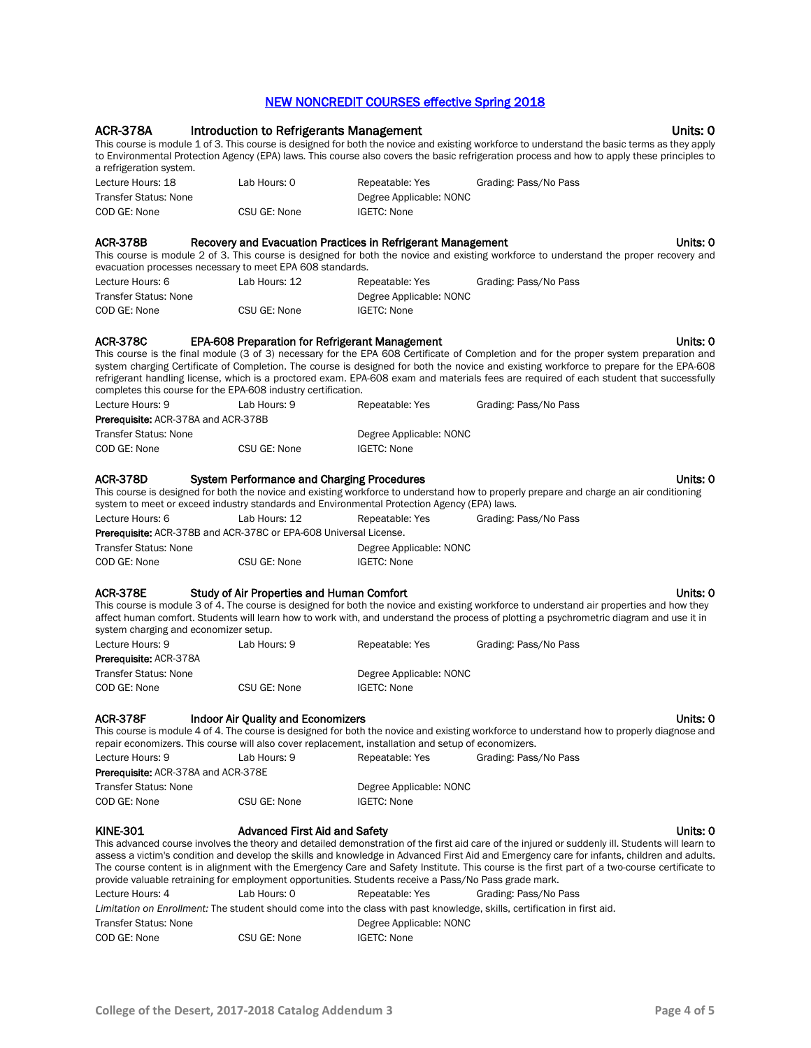## NEW NONCREDIT COURSES effective Spring 2018

### ACR-378A Introduction to Refrigerants Management — Units: 0

This course is module 1 of 3. This course is designed for both the novice and existing workforce to understand the basic terms as they apply to Environmental Protection Agency (EPA) laws. This course also covers the basic refrigeration process and how to apply these principles to a refrigeration system.

Lecture Hours: 18 | Lab Hours: 0 | Repeatable: Yes | Grading: Pass/No Pass
Transfer Status: None | Degree Applicable: NONC
COD GE: None | CSU GE: None | IGETC: None

### ACR-378B Recovery and Evacuation Practices in Refrigerant Management — Units: 0

This course is module 2 of 3. This course is designed for both the novice and existing workforce to understand the proper recovery and evacuation processes necessary to meet EPA 608 standards.

Lecture Hours: 6 | Lab Hours: 12 | Repeatable: Yes | Grading: Pass/No Pass
Transfer Status: None | Degree Applicable: NONC
COD GE: None | CSU GE: None | IGETC: None

### ACR-378C EPA-608 Preparation for Refrigerant Management — Units: 0

This course is the final module (3 of 3) necessary for the EPA 608 Certificate of Completion and for the proper system preparation and system charging Certificate of Completion. The course is designed for both the novice and existing workforce to prepare for the EPA-608 refrigerant handling license, which is a proctored exam. EPA-608 exam and materials fees are required of each student that successfully completes this course for the EPA-608 industry certification.

Lecture Hours: 9 | Lab Hours: 9 | Repeatable: Yes | Grading: Pass/No Pass
**Prerequisite:** ACR-378A and ACR-378B
Transfer Status: None | Degree Applicable: NONC
COD GE: None | CSU GE: None | IGETC: None

### ACR-378D System Performance and Charging Procedures — Units: 0

This course is designed for both the novice and existing workforce to understand how to properly prepare and charge an air conditioning system to meet or exceed industry standards and Environmental Protection Agency (EPA) laws.

Lecture Hours: 6 | Lab Hours: 12 | Repeatable: Yes | Grading: Pass/No Pass
**Prerequisite:** ACR-378B and ACR-378C or EPA-608 Universal License.
Transfer Status: None | Degree Applicable: NONC
COD GE: None | CSU GE: None | IGETC: None

### ACR-378E Study of Air Properties and Human Comfort — Units: 0

This course is module 3 of 4. The course is designed for both the novice and existing workforce to understand air properties and how they affect human comfort. Students will learn how to work with, and understand the process of plotting a psychrometric diagram and use it in system charging and economizer setup.

Lecture Hours: 9 | Lab Hours: 9 | Repeatable: Yes | Grading: Pass/No Pass
**Prerequisite:** ACR-378A
Transfer Status: None | Degree Applicable: NONC
COD GE: None | CSU GE: None | IGETC: None

### ACR-378F Indoor Air Quality and Economizers — Units: 0

This course is module 4 of 4. The course is designed for both the novice and existing workforce to understand how to properly diagnose and repair economizers. This course will also cover replacement, installation and setup of economizers.

Lecture Hours: 9 | Lab Hours: 9 | Repeatable: Yes | Grading: Pass/No Pass
**Prerequisite:** ACR-378A and ACR-378E
Transfer Status: None | Degree Applicable: NONC
COD GE: None | CSU GE: None | IGETC: None

### KINE-301 Advanced First Aid and Safety — Units: 0

This advanced course involves the theory and detailed demonstration of the first aid care of the injured or suddenly ill. Students will learn to assess a victim's condition and develop the skills and knowledge in Advanced First Aid and Emergency care for infants, children and adults. The course content is in alignment with the Emergency Care and Safety Institute. This course is the first part of a two-course certificate to provide valuable retraining for employment opportunities. Students receive a Pass/No Pass grade mark.

Lecture Hours: 4 | Lab Hours: 0 | Repeatable: Yes | Grading: Pass/No Pass
*Limitation on Enrollment:* The student should come into the class with past knowledge, skills, certification in first aid.
Transfer Status: None | Degree Applicable: NONC
COD GE: None | CSU GE: None | IGETC: None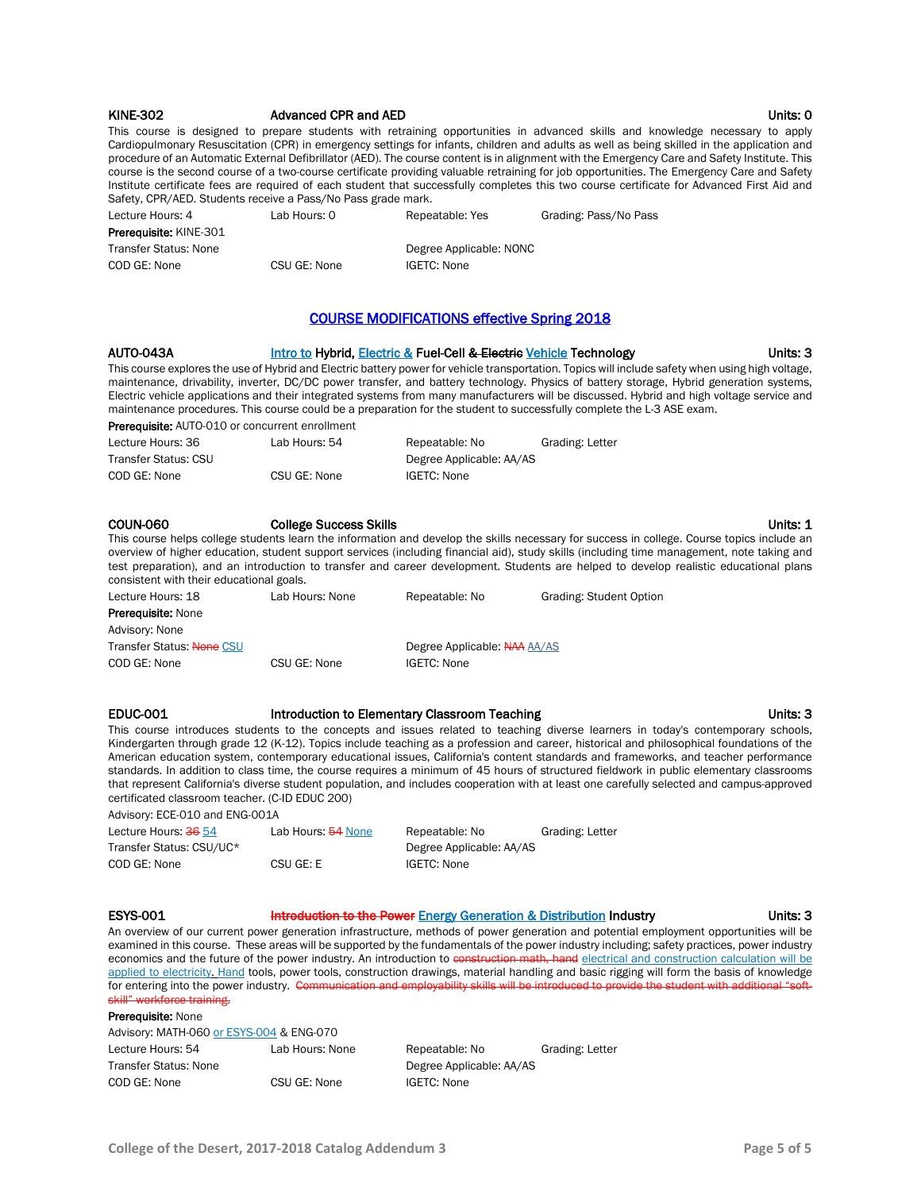**KINE-302 Advanced CPR and AED Units: 0**

This course is designed to prepare students with retraining opportunities in advanced skills and knowledge necessary to apply Cardiopulmonary Resuscitation (CPR) in emergency settings for infants, children and adults as well as being skilled in the application and procedure of an Automatic External Defibrillator (AED). The course content is in alignment with the Emergency Care and Safety Institute. This course is the second course of a two-course certificate providing valuable retraining for job opportunities. The Emergency Care and Safety Institute certificate fees are required of each student that successfully completes this two course certificate for Advanced First Aid and Safety, CPR/AED. Students receive a Pass/No Pass grade mark.

| | | | |
|---|---|---|---|
| Lecture Hours: 4 | Lab Hours: 0 | Repeatable: Yes | Grading: Pass/No Pass |
| **Prerequisite:** KINE-301 | | | |
| Transfer Status: None | | Degree Applicable: NONC | |
| COD GE: None | CSU GE: None | IGETC: None | |

## COURSE MODIFICATIONS effective Spring 2018

**AUTO-043A Intro to Hybrid, Electric & Fuel-Cell ~~& Electric~~ Vehicle Technology Units: 3**

This course explores the use of Hybrid and Electric battery power for vehicle transportation. Topics will include safety when using high voltage, maintenance, drivability, inverter, DC/DC power transfer, and battery technology. Physics of battery storage, Hybrid generation systems, Electric vehicle applications and their integrated systems from many manufacturers will be discussed. Hybrid and high voltage service and maintenance procedures. This course could be a preparation for the student to successfully complete the L-3 ASE exam.

| | | | |
|---|---|---|---|
| **Prerequisite:** AUTO-010 or concurrent enrollment | | | |
| Lecture Hours: 36 | Lab Hours: 54 | Repeatable: No | Grading: Letter |
| Transfer Status: CSU | | Degree Applicable: AA/AS | |
| COD GE: None | CSU GE: None | IGETC: None | |

**COUN-060 College Success Skills Units: 1**

This course helps college students learn the information and develop the skills necessary for success in college. Course topics include an overview of higher education, student support services (including financial aid), study skills (including time management, note taking and test preparation), and an introduction to transfer and career development. Students are helped to develop realistic educational plans consistent with their educational goals.

| | | | |
|---|---|---|---|
| Lecture Hours: 18 | Lab Hours: None | Repeatable: No | Grading: Student Option |
| **Prerequisite:** None | | | |
| Advisory: None | | | |
| Transfer Status: ~~None~~ CSU | | Degree Applicable: ~~NAA~~ AA/AS | |
| COD GE: None | CSU GE: None | IGETC: None | |

**EDUC-001 Introduction to Elementary Classroom Teaching Units: 3**

This course introduces students to the concepts and issues related to teaching diverse learners in today's contemporary schools, Kindergarten through grade 12 (K-12). Topics include teaching as a profession and career, historical and philosophical foundations of the American education system, contemporary educational issues, California's content standards and frameworks, and teacher performance standards. In addition to class time, the course requires a minimum of 45 hours of structured fieldwork in public elementary classrooms that represent California's diverse student population, and includes cooperation with at least one carefully selected and campus-approved certificated classroom teacher. (C-ID EDUC 200)

| | | | |
|---|---|---|---|
| Advisory: ECE-010 and ENG-001A | | | |
| Lecture Hours: ~~36~~ 54 | Lab Hours: ~~54~~ None | Repeatable: No | Grading: Letter |
| Transfer Status: CSU/UC* | | Degree Applicable: AA/AS | |
| COD GE: None | CSU GE: E | IGETC: None | |

**ESYS-001 ~~Introduction to the Power~~ Energy Generation & Distribution Industry Units: 3**

An overview of our current power generation infrastructure, methods of power generation and potential employment opportunities will be examined in this course. These areas will be supported by the fundamentals of the power industry including; safety practices, power industry economics and the future of the power industry. An introduction to ~~construction math, hand~~ electrical and construction calculation will be applied to electricity. Hand tools, power tools, construction drawings, material handling and basic rigging will form the basis of knowledge for entering into the power industry. ~~Communication and employability skills will be introduced to provide the student with additional "soft-skill" workforce training.~~

| | | | |
|---|---|---|---|
| **Prerequisite:** None | | | |
| Advisory: MATH-060 or ESYS-004 & ENG-070 | | | |
| Lecture Hours: 54 | Lab Hours: None | Repeatable: No | Grading: Letter |
| Transfer Status: None | | Degree Applicable: AA/AS | |
| COD GE: None | CSU GE: None | IGETC: None | |